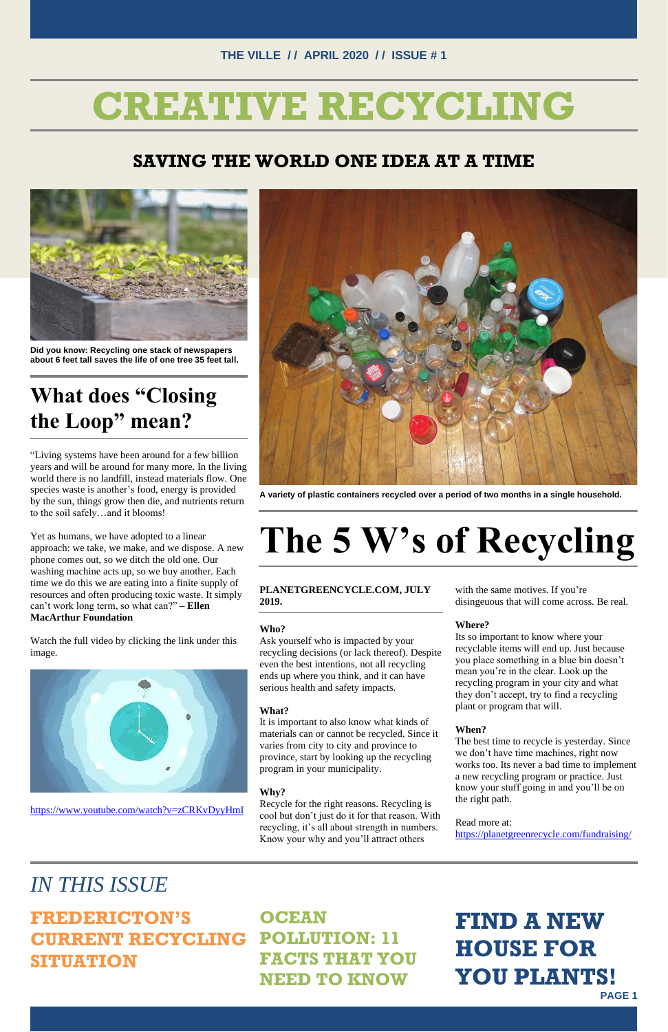THE VILLE // APRIL 2020 // ISSUE # 1

# CREATIVE RECYCLING

## SAVING THE WORLD ONE IDEA AT A TIME

**Did you know: Recycling one stack of newspapers about 6 feet tall saves the life of one tree 35 feet tall.**

**A variety of plastic containers recycled over a period of two months in a single household.**

## What does "Closing the Loop" mean?

"Living systems have been around for a few billion years and will be around for many more. In the living world there is no landfill, instead materials flow. One species waste is another's food, energy is provided by the sun, things grow then die, and nutrients return to the soil safely…and it blooms!

Yet as humans, we have adopted to a linear approach: we take, we make, and we dispose. A new phone comes out, so we ditch the old one. Our washing machine acts up, so we buy another. Each time we do this we are eating into a finite supply of resources and often producing toxic waste. It simply can't work long term, so what can?" **– Ellen MacArthur Foundation**

Watch the full video by clicking the link under this image.

https://www.youtube.com/watch?v=zCRKvDyyHmI

## The 5 W's of Recycling

**PLANETGREENCYCLE.COM, JULY 2019.**

**Who?**
Ask yourself who is impacted by your recycling decisions (or lack thereof). Despite even the best intentions, not all recycling ends up where you think, and it can have serious health and safety impacts.

**What?**
It is important to also know what kinds of materials can or cannot be recycled. Since it varies from city to city and province to province, start by looking up the recycling program in your municipality.

**Why?**
Recycle for the right reasons. Recycling is cool but don't just do it for that reason. With recycling, it's all about strength in numbers. Know your why and you'll attract others with the same motives. If you're disingeuous that will come across. Be real.

**Where?**
Its so important to know where your recyclable items will end up. Just because you place something in a blue bin doesn't mean you're in the clear. Look up the recycling program in your city and what they don't accept, try to find a recycling plant or program that will.

**When?**
The best time to recycle is yesterday. Since we don't have time machines, right now works too. Its never a bad time to implement a new recycling program or practice. Just know your stuff going in and you'll be on the right path.

Read more at:
https://planetgreenrecycle.com/fundraising/

## *IN THIS ISSUE*

**FREDERICTON'S CURRENT RECYCLING SITUATION**

**OCEAN POLLUTION: 11 FACTS THAT YOU NEED TO KNOW**

**FIND A NEW HOUSE FOR YOU PLANTS!**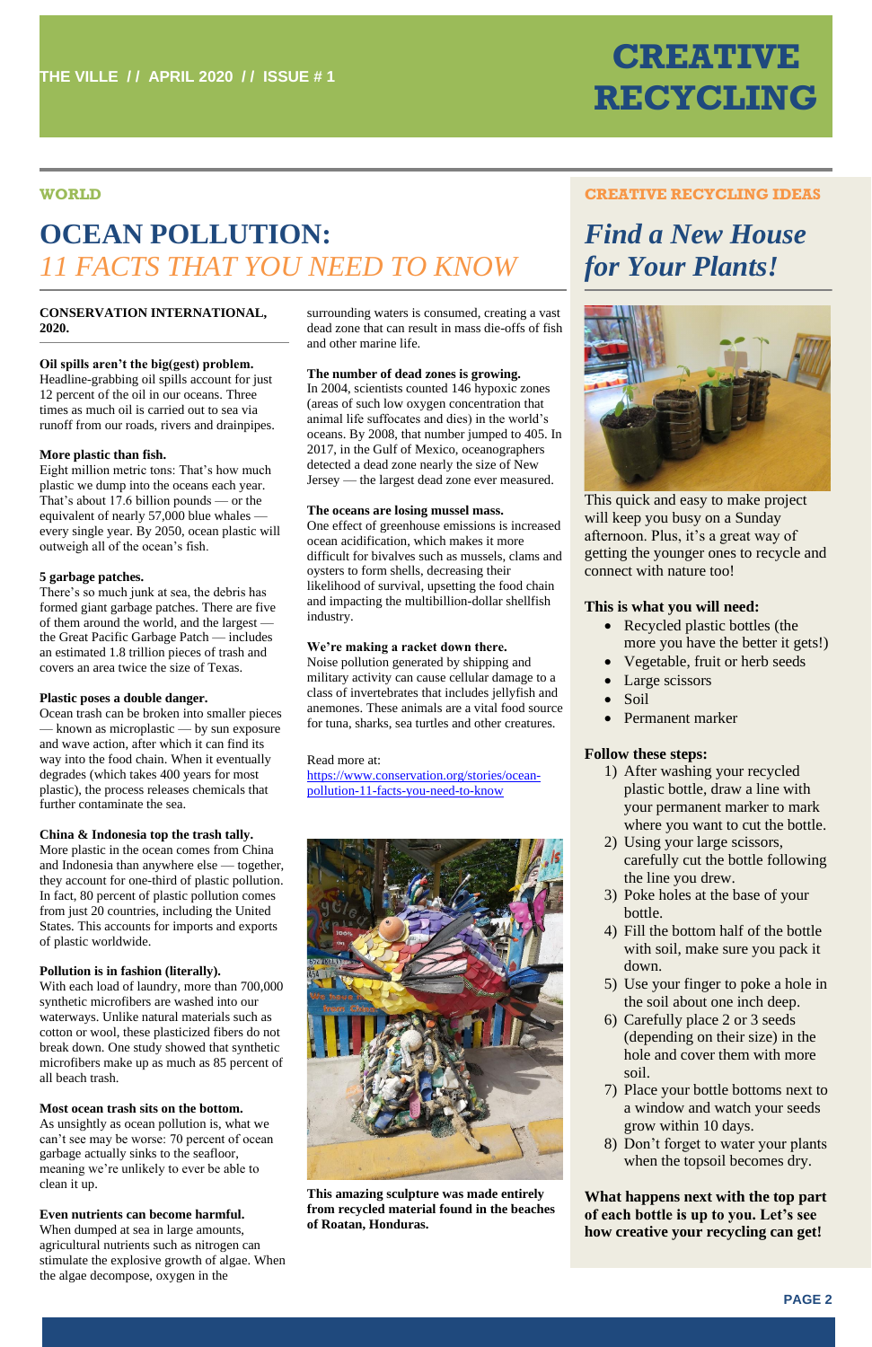THE VILLE / / APRIL 2020 / / ISSUE # 1

# CREATIVE RECYCLING

WORLD

## OCEAN POLLUTION:
## *11 FACTS THAT YOU NEED TO KNOW*

**CONSERVATION INTERNATIONAL, 2020.**

**Oil spills aren't the big(gest) problem.**
Headline-grabbing oil spills account for just 12 percent of the oil in our oceans. Three times as much oil is carried out to sea via runoff from our roads, rivers and drainpipes.

**More plastic than fish.**
Eight million metric tons: That's how much plastic we dump into the oceans each year. That's about 17.6 billion pounds — or the equivalent of nearly 57,000 blue whales — every single year. By 2050, ocean plastic will outweigh all of the ocean's fish.

**5 garbage patches.**
There's so much junk at sea, the debris has formed giant garbage patches. There are five of them around the world, and the largest — the Great Pacific Garbage Patch — includes an estimated 1.8 trillion pieces of trash and covers an area twice the size of Texas.

**Plastic poses a double danger.**
Ocean trash can be broken into smaller pieces — known as microplastic — by sun exposure and wave action, after which it can find its way into the food chain. When it eventually degrades (which takes 400 years for most plastic), the process releases chemicals that further contaminate the sea.

**China & Indonesia top the trash tally.**
More plastic in the ocean comes from China and Indonesia than anywhere else — together, they account for one-third of plastic pollution. In fact, 80 percent of plastic pollution comes from just 20 countries, including the United States. This accounts for imports and exports of plastic worldwide.

**Pollution is in fashion (literally).**
With each load of laundry, more than 700,000 synthetic microfibers are washed into our waterways. Unlike natural materials such as cotton or wool, these plasticized fibers do not break down. One study showed that synthetic microfibers make up as much as 85 percent of all beach trash.

**Most ocean trash sits on the bottom.**
As unsightly as ocean pollution is, what we can't see may be worse: 70 percent of ocean garbage actually sinks to the seafloor, meaning we're unlikely to ever be able to clean it up.

**Even nutrients can become harmful.**
When dumped at sea in large amounts, agricultural nutrients such as nitrogen can stimulate the explosive growth of algae. When the algae decompose, oxygen in the surrounding waters is consumed, creating a vast dead zone that can result in mass die-offs of fish and other marine life.

**The number of dead zones is growing.**
In 2004, scientists counted 146 hypoxic zones (areas of such low oxygen concentration that animal life suffocates and dies) in the world's oceans. By 2008, that number jumped to 405. In 2017, in the Gulf of Mexico, oceanographers detected a dead zone nearly the size of New Jersey — the largest dead zone ever measured.

**The oceans are losing mussel mass.**
One effect of greenhouse emissions is increased ocean acidification, which makes it more difficult for bivalves such as mussels, clams and oysters to form shells, decreasing their likelihood of survival, upsetting the food chain and impacting the multibillion-dollar shellfish industry.

**We're making a racket down there.**
Noise pollution generated by shipping and military activity can cause cellular damage to a class of invertebrates that includes jellyfish and anemones. These animals are a vital food source for tuna, sharks, sea turtles and other creatures.

Read more at:
https://www.conservation.org/stories/ocean-pollution-11-facts-you-need-to-know

**This amazing sculpture was made entirely from recycled material found in the beaches of Roatan, Honduras.**

CREATIVE RECYCLING IDEAS

## *Find a New House for Your Plants!*

This quick and easy to make project will keep you busy on a Sunday afternoon. Plus, it's a great way of getting the younger ones to recycle and connect with nature too!

**This is what you will need:**

- Recycled plastic bottles (the more you have the better it gets!)
- Vegetable, fruit or herb seeds
- Large scissors
- Soil
- Permanent marker

**Follow these steps:**

1) After washing your recycled plastic bottle, draw a line with your permanent marker to mark where you want to cut the bottle.
2) Using your large scissors, carefully cut the bottle following the line you drew.
3) Poke holes at the base of your bottle.
4) Fill the bottom half of the bottle with soil, make sure you pack it down.
5) Use your finger to poke a hole in the soil about one inch deep.
6) Carefully place 2 or 3 seeds (depending on their size) in the hole and cover them with more soil.
7) Place your bottle bottoms next to a window and watch your seeds grow within 10 days.
8) Don't forget to water your plants when the topsoil becomes dry.

**What happens next with the top part of each bottle is up to you. Let's see how creative your recycling can get!**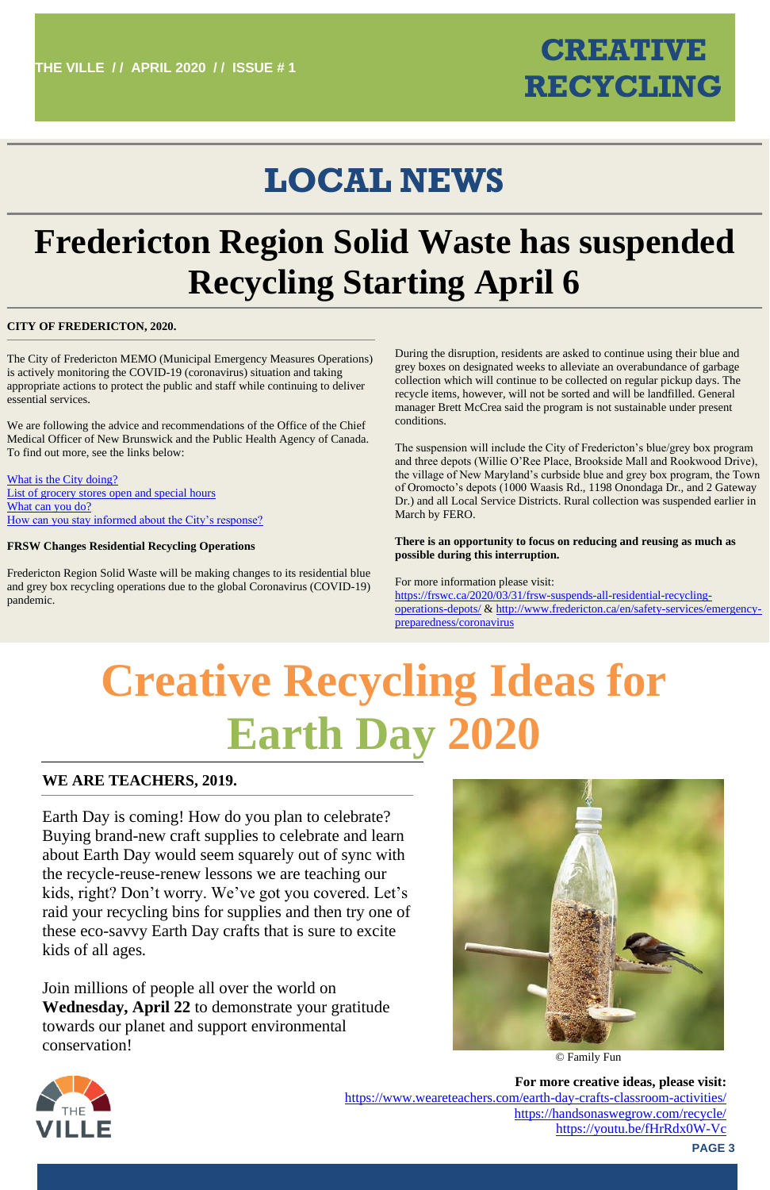# CREATIVE RECYCLING

## LOCAL NEWS

# Fredericton Region Solid Waste has suspended Recycling Starting April 6

**CITY OF FREDERICTON, 2020.**

The City of Fredericton MEMO (Municipal Emergency Measures Operations) is actively monitoring the COVID-19 (coronavirus) situation and taking appropriate actions to protect the public and staff while continuing to deliver essential services.

We are following the advice and recommendations of the Office of the Chief Medical Officer of New Brunswick and the Public Health Agency of Canada. To find out more, see the links below:

What is the City doing?
List of grocery stores open and special hours
What can you do?
How can you stay informed about the City's response?

**FRSW Changes Residential Recycling Operations**

Fredericton Region Solid Waste will be making changes to its residential blue and grey box recycling operations due to the global Coronavirus (COVID-19) pandemic.

During the disruption, residents are asked to continue using their blue and grey boxes on designated weeks to alleviate an overabundance of garbage collection which will continue to be collected on regular pickup days. The recycle items, however, will not be sorted and will be landfilled. General manager Brett McCrea said the program is not sustainable under present conditions.

The suspension will include the City of Fredericton's blue/grey box program and three depots (Willie O'Ree Place, Brookside Mall and Rookwood Drive), the village of New Maryland's curbside blue and grey box program, the Town of Oromocto's depots (1000 Waasis Rd., 1198 Onondaga Dr., and 2 Gateway Dr.) and all Local Service Districts. Rural collection was suspended earlier in March by FERO.

**There is an opportunity to focus on reducing and reusing as much as possible during this interruption.**

For more information please visit:
https://frswc.ca/2020/03/31/frsw-suspends-all-residential-recycling-operations-depots/ & http://www.fredericton.ca/en/safety-services/emergency-preparedness/coronavirus

# Creative Recycling Ideas for Earth Day 2020

**WE ARE TEACHERS, 2019.**

Earth Day is coming! How do you plan to celebrate? Buying brand-new craft supplies to celebrate and learn about Earth Day would seem squarely out of sync with the recycle-reuse-renew lessons we are teaching our kids, right? Don't worry. We've got you covered. Let's raid your recycling bins for supplies and then try one of these eco-savvy Earth Day crafts that is sure to excite kids of all ages.

Join millions of people all over the world on **Wednesday, April 22** to demonstrate your gratitude towards our planet and support environmental conservation!

© Family Fun

**For more creative ideas, please visit:**
https://www.weareteachers.com/earth-day-crafts-classroom-activities/
https://handsonaswegrow.com/recycle/
https://youtu.be/fHrRdx0W-Vc